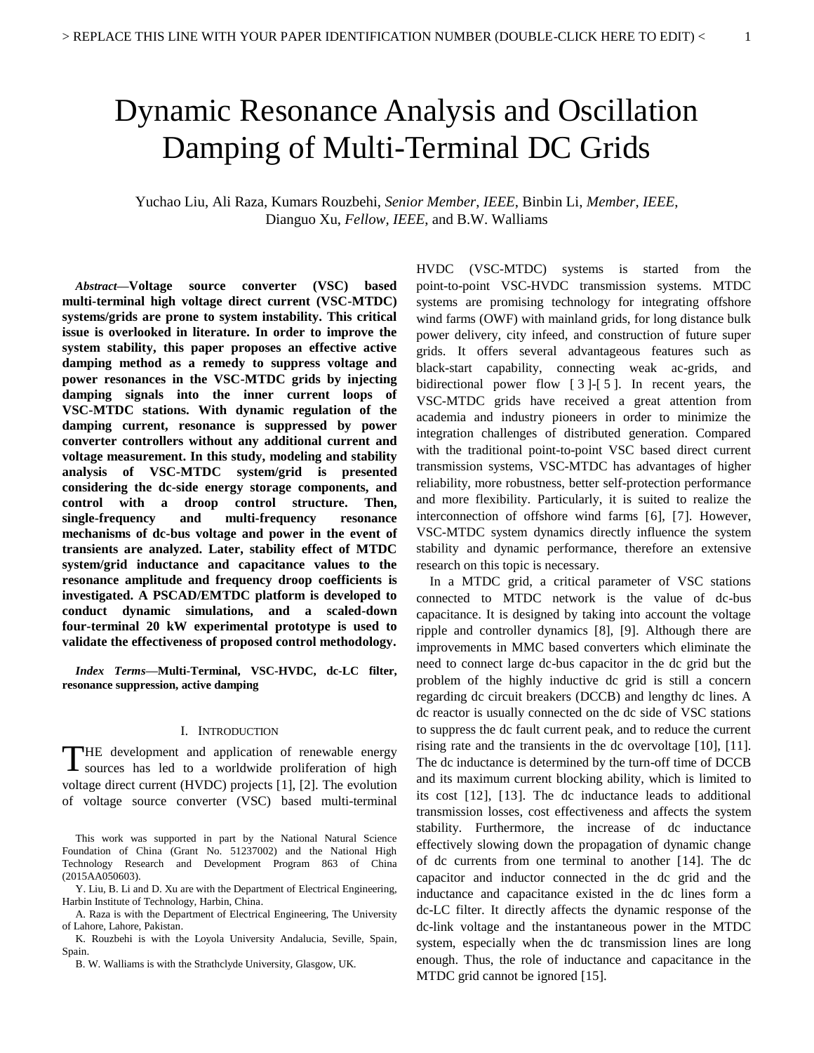# Dynamic Resonance Analysis and Oscillation Damping of Multi-Terminal DC Grids

Yuchao Liu, Ali Raza, Kumars Rouzbehi, *Senior Member, IEEE*, Binbin Li, *Member, IEEE*, Dianguo Xu, *Fellow, IEEE*, and B.W. Walliams

***Abstract*—Voltage source converter (VSC) based multi-terminal high voltage direct current (VSC-MTDC) systems/grids are prone to system instability. This critical issue is overlooked in literature. In order to improve the system stability, this paper proposes an effective active damping method as a remedy to suppress voltage and power resonances in the VSC-MTDC grids by injecting damping signals into the inner current loops of VSC-MTDC stations. With dynamic regulation of the damping current, resonance is suppressed by power converter controllers without any additional current and voltage measurement. In this study, modeling and stability analysis of VSC-MTDC system/grid is presented considering the dc-side energy storage components, and control with a droop control structure. Then, single-frequency and multi-frequency resonance mechanisms of dc-bus voltage and power in the event of transients are analyzed. Later, stability effect of MTDC system/grid inductance and capacitance values to the resonance amplitude and frequency droop coefficients is investigated. A PSCAD/EMTDC platform is developed to conduct dynamic simulations, and a scaled-down four-terminal 20 kW experimental prototype is used to validate the effectiveness of proposed control methodology.**

***Index Terms*—Multi-Terminal, VSC-HVDC, dc-LC filter, resonance suppression, active damping**

## I. Introduction

THE development and application of renewable energy sources has led to a worldwide proliferation of high voltage direct current (HVDC) projects [1], [2]. The evolution of voltage source converter (VSC) based multi-terminal HVDC (VSC-MTDC) systems is started from the point-to-point VSC-HVDC transmission systems. MTDC systems are promising technology for integrating offshore wind farms (OWF) with mainland grids, for long distance bulk power delivery, city infeed, and construction of future super grids. It offers several advantageous features such as black-start capability, connecting weak ac-grids, and bidirectional power flow [3]-[5]. In recent years, the VSC-MTDC grids have received a great attention from academia and industry pioneers in order to minimize the integration challenges of distributed generation. Compared with the traditional point-to-point VSC based direct current transmission systems, VSC-MTDC has advantages of higher reliability, more robustness, better self-protection performance and more flexibility. Particularly, it is suited to realize the interconnection of offshore wind farms [6], [7]. However, VSC-MTDC system dynamics directly influence the system stability and dynamic performance, therefore an extensive research on this topic is necessary.

In a MTDC grid, a critical parameter of VSC stations connected to MTDC network is the value of dc-bus capacitance. It is designed by taking into account the voltage ripple and controller dynamics [8], [9]. Although there are improvements in MMC based converters which eliminate the need to connect large dc-bus capacitor in the dc grid but the problem of the highly inductive dc grid is still a concern regarding dc circuit breakers (DCCB) and lengthy dc lines. A dc reactor is usually connected on the dc side of VSC stations to suppress the dc fault current peak, and to reduce the current rising rate and the transients in the dc overvoltage [10], [11]. The dc inductance is determined by the turn-off time of DCCB and its maximum current blocking ability, which is limited to its cost [12], [13]. The dc inductance leads to additional transmission losses, cost effectiveness and affects the system stability. Furthermore, the increase of dc inductance effectively slowing down the propagation of dynamic change of dc currents from one terminal to another [14]. The dc capacitor and inductor connected in the dc grid and the inductance and capacitance existed in the dc lines form a dc-LC filter. It directly affects the dynamic response of the dc-link voltage and the instantaneous power in the MTDC system, especially when the dc transmission lines are long enough. Thus, the role of inductance and capacitance in the MTDC grid cannot be ignored [15].

This work was supported in part by the National Natural Science Foundation of China (Grant No. 51237002) and the National High Technology Research and Development Program 863 of China (2015AA050603).

Y. Liu, B. Li and D. Xu are with the Department of Electrical Engineering, Harbin Institute of Technology, Harbin, China.

A. Raza is with the Department of Electrical Engineering, The University of Lahore, Lahore, Pakistan.

K. Rouzbehi is with the Loyola University Andalucia, Seville, Spain, Spain.

B. W. Walliams is with the Strathclyde University, Glasgow, UK.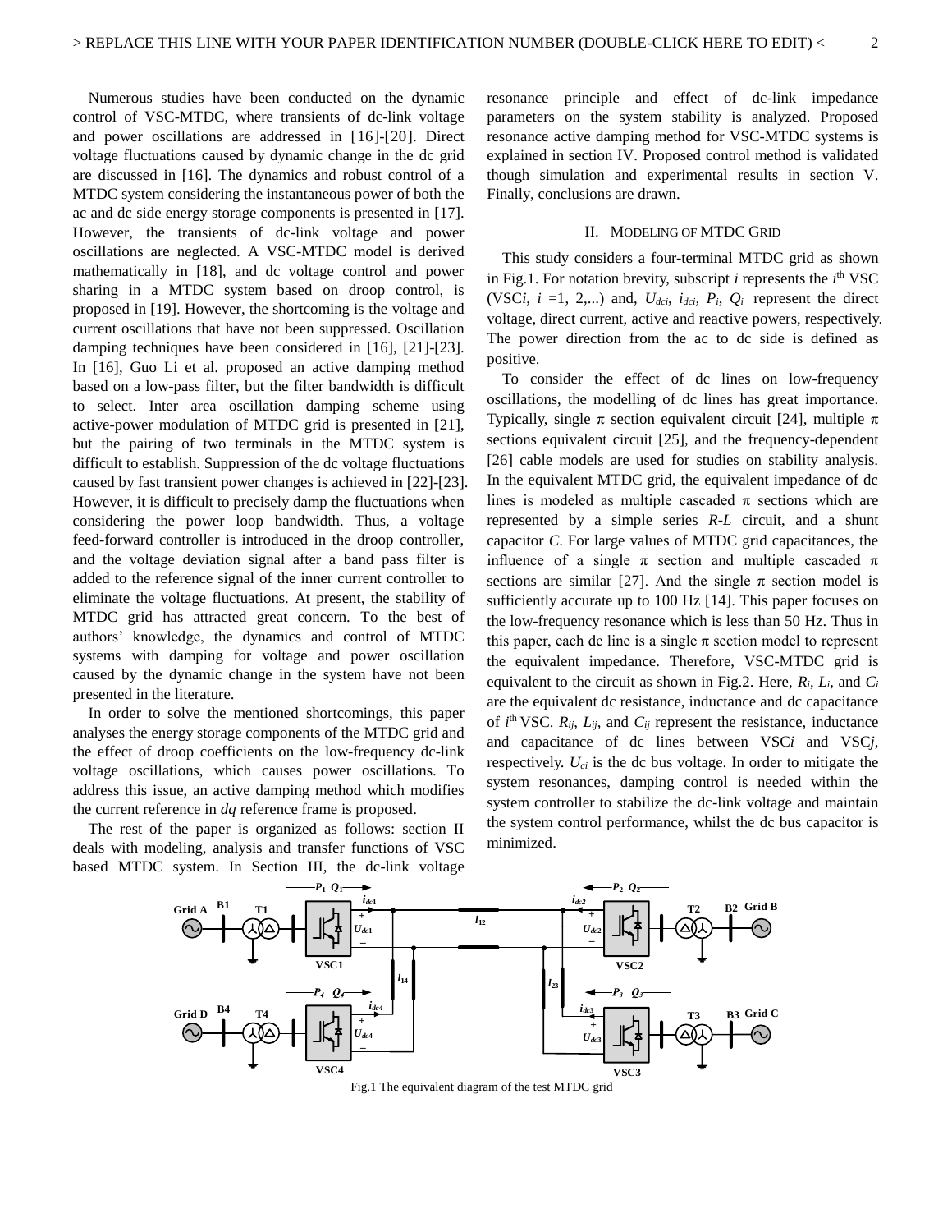Numerous studies have been conducted on the dynamic control of VSC-MTDC, where transients of dc-link voltage and power oscillations are addressed in [16]-[20]. Direct voltage fluctuations caused by dynamic change in the dc grid are discussed in [16]. The dynamics and robust control of a MTDC system considering the instantaneous power of both the ac and dc side energy storage components is presented in [17]. However, the transients of dc-link voltage and power oscillations are neglected. A VSC-MTDC model is derived mathematically in [18], and dc voltage control and power sharing in a MTDC system based on droop control, is proposed in [19]. However, the shortcoming is the voltage and current oscillations that have not been suppressed. Oscillation damping techniques have been considered in [16], [21]-[23]. In [16], Guo Li et al. proposed an active damping method based on a low-pass filter, but the filter bandwidth is difficult to select. Inter area oscillation damping scheme using active-power modulation of MTDC grid is presented in [21], but the pairing of two terminals in the MTDC system is difficult to establish. Suppression of the dc voltage fluctuations caused by fast transient power changes is achieved in [22]-[23]. However, it is difficult to precisely damp the fluctuations when considering the power loop bandwidth. Thus, a voltage feed-forward controller is introduced in the droop controller, and the voltage deviation signal after a band pass filter is added to the reference signal of the inner current controller to eliminate the voltage fluctuations. At present, the stability of MTDC grid has attracted great concern. To the best of authors' knowledge, the dynamics and control of MTDC systems with damping for voltage and power oscillation caused by the dynamic change in the system have not been presented in the literature.

In order to solve the mentioned shortcomings, this paper analyses the energy storage components of the MTDC grid and the effect of droop coefficients on the low-frequency dc-link voltage oscillations, which causes power oscillations. To address this issue, an active damping method which modifies the current reference in *dq* reference frame is proposed.

The rest of the paper is organized as follows: section II deals with modeling, analysis and transfer functions of VSC based MTDC system. In Section III, the dc-link voltage resonance principle and effect of dc-link impedance parameters on the system stability is analyzed. Proposed resonance active damping method for VSC-MTDC systems is explained in section IV. Proposed control method is validated though simulation and experimental results in section V. Finally, conclusions are drawn.

## II. Modeling of MTDC Grid

This study considers a four-terminal MTDC grid as shown in Fig.1. For notation brevity, subscript $i$ represents the $i^{th}$ VSC (VSC$i$, $i$ =1, 2,...) and, $U_{dci}$, $i_{dci}$, $P_i$, $Q_i$ represent the direct voltage, direct current, active and reactive powers, respectively. The power direction from the ac to dc side is defined as positive.

To consider the effect of dc lines on low-frequency oscillations, the modelling of dc lines has great importance. Typically, single π section equivalent circuit [24], multiple π sections equivalent circuit [25], and the frequency-dependent [26] cable models are used for studies on stability analysis. In the equivalent MTDC grid, the equivalent impedance of dc lines is modeled as multiple cascaded π sections which are represented by a simple series *R-L* circuit, and a shunt capacitor *C*. For large values of MTDC grid capacitances, the influence of a single π section and multiple cascaded π sections are similar [27]. And the single π section model is sufficiently accurate up to 100 Hz [14]. This paper focuses on the low-frequency resonance which is less than 50 Hz. Thus in this paper, each dc line is a single π section model to represent the equivalent impedance. Therefore, VSC-MTDC grid is equivalent to the circuit as shown in Fig.2. Here, $R_i$, $L_i$, and $C_i$ are the equivalent dc resistance, inductance and dc capacitance of $i^{th}$ VSC. $R_{ij}$, $L_{ij}$, and $C_{ij}$ represent the resistance, inductance and capacitance of dc lines between VSC$i$ and VSC$j$, respectively. $U_{ci}$ is the dc bus voltage. In order to mitigate the system resonances, damping control is needed within the system controller to stabilize the dc-link voltage and maintain the system control performance, whilst the dc bus capacitor is minimized.

Fig.1 The equivalent diagram of the test MTDC grid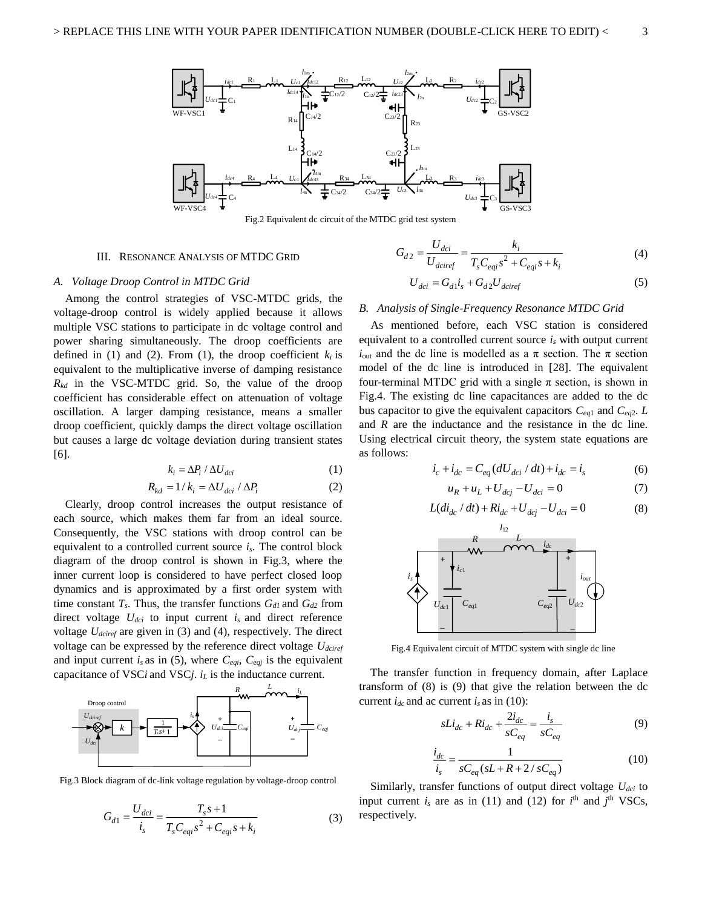Fig.2 Equivalent dc circuit of the MTDC grid test system

### III. Resonance Analysis of MTDC Grid

#### *A. Voltage Droop Control in MTDC Grid*

Among the control strategies of VSC-MTDC grids, the voltage-droop control is widely applied because it allows multiple VSC stations to participate in dc voltage control and power sharing simultaneously. The droop coefficients are defined in (1) and (2). From (1), the droop coefficient $k_i$ is equivalent to the multiplicative inverse of damping resistance $R_{kd}$ in the VSC-MTDC grid. So, the value of the droop coefficient has considerable effect on attenuation of voltage oscillation. A larger damping resistance, means a smaller droop coefficient, quickly damps the direct voltage oscillation but causes a large dc voltage deviation during transient states [6].

$$k_i = \Delta P_i / \Delta U_{dci} \tag{1}$$

$$R_{kd} = 1/k_i = \Delta U_{dci} / \Delta P_i \tag{2}$$

Clearly, droop control increases the output resistance of each source, which makes them far from an ideal source. Consequently, the VSC stations with droop control can be equivalent to a controlled current source $i_s$. The control block diagram of the droop control is shown in Fig.3, where the inner current loop is considered to have perfect closed loop dynamics and is approximated by a first order system with time constant $T_s$. Thus, the transfer functions $G_{d1}$ and $G_{d2}$ from direct voltage $U_{dci}$ to input current $i_s$ and direct reference voltage $U_{dciref}$ are given in (3) and (4), respectively. The direct voltage can be expressed by the reference direct voltage $U_{dciref}$ and input current $i_s$ as in (5), where $C_{eqi}$, $C_{eqj}$ is the equivalent capacitance of VSC*i* and VSC*j*. $i_L$ is the inductance current.

Fig.3 Block diagram of dc-link voltage regulation by voltage-droop control

$$G_{d1} = \frac{U_{dci}}{i_s} = \frac{T_s s + 1}{T_s C_{eqi} s^2 + C_{eqi} s + k_i} \tag{3}$$

$$G_{d2} = \frac{U_{dci}}{U_{dciref}} = \frac{k_i}{T_s C_{eqi} s^2 + C_{eqi} s + k_i} \tag{4}$$

$$U_{dci} = G_{d1} i_s + G_{d2} U_{dciref} \tag{5}$$

#### *B. Analysis of Single-Frequency Resonance MTDC Grid*

As mentioned before, each VSC station is considered equivalent to a controlled current source $i_s$ with output current $i_{out}$ and the dc line is modelled as a π section. The π section model of the dc line is introduced in [28]. The equivalent four-terminal MTDC grid with a single π section, is shown in Fig.4. The existing dc line capacitances are added to the dc bus capacitor to give the equivalent capacitors $C_{eq1}$ and $C_{eq2}$. $L$ and $R$ are the inductance and the resistance in the dc line. Using electrical circuit theory, the system state equations are as follows:

$$i_c + i_{dc} = C_{eq}(dU_{dci}/dt) + i_{dc} = i_s \tag{6}$$

$$u_R + u_L + U_{dcj} - U_{dci} = 0 \tag{7}$$

$$L(di_{dc}/dt) + Ri_{dc} + U_{dcj} - U_{dci} = 0 \tag{8}$$

Fig.4 Equivalent circuit of MTDC system with single dc line

The transfer function in frequency domain, after Laplace transform of (8) is (9) that give the relation between the dc current $i_{dc}$ and ac current $i_s$ as in (10):

$$sLi_{dc} + Ri_{dc} + \frac{2i_{dc}}{sC_{eq}} = \frac{i_s}{sC_{eq}} \tag{9}$$

$$\frac{i_{dc}}{i_s} = \frac{1}{sC_{eq}(sL + R + 2/sC_{eq})} \tag{10}$$

Similarly, transfer functions of output direct voltage $U_{dci}$ to input current $i_s$ are as in (11) and (12) for $i^{th}$ and $j^{th}$ VSCs, respectively.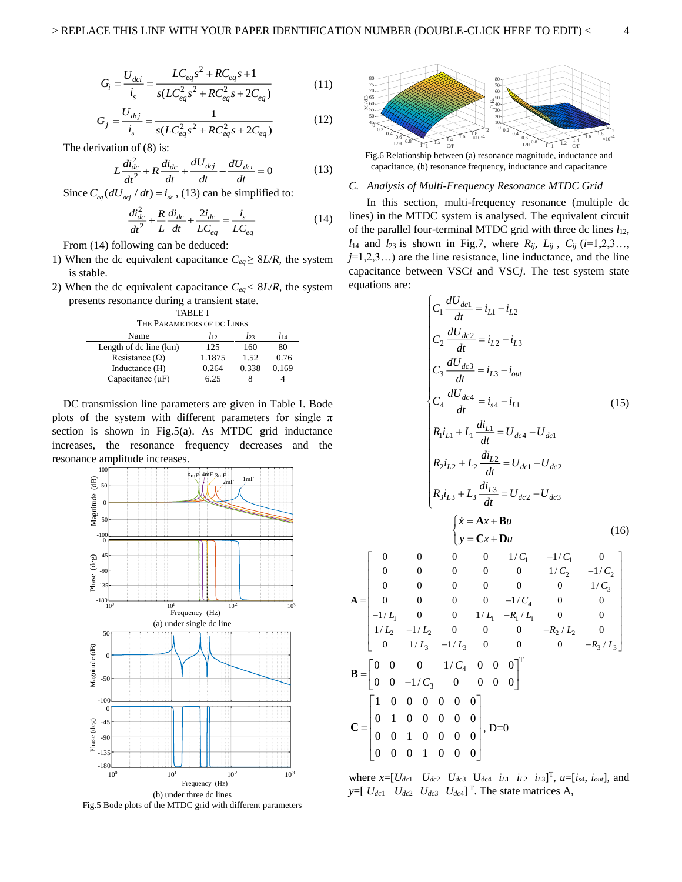$$G_i = \frac{U_{dci}}{i_s} = \frac{LC_{eq}s^2 + RC_{eq}s + 1}{s(LC_{eq}^2 s^2 + RC_{eq}^2 s + 2C_{eq})} \tag{11}$$

$$G_j = \frac{U_{dcj}}{i_s} = \frac{1}{s(LC_{eq}^2 s^2 + RC_{eq}^2 s + 2C_{eq})} \tag{12}$$

The derivation of (8) is:

$$L\frac{di_{dc}^2}{dt^2} + R\frac{di_{dc}}{dt} + \frac{dU_{dcj}}{dt} - \frac{dU_{dci}}{dt} = 0 \tag{13}$$

Since $C_{eq}(dU_{dcj}/dt) = i_{dc}$, (13) can be simplified to:

$$\frac{di_{dc}^2}{dt^2} + \frac{R}{L}\frac{di_{dc}}{dt} + \frac{2i_{dc}}{LC_{eq}} = \frac{i_s}{LC_{eq}} \tag{14}$$

From (14) following can be deduced:

1) When the dc equivalent capacitance $C_{eq} \geq 8L/R$, the system is stable.
2) When the dc equivalent capacitance $C_{eq} < 8L/R$, the system presents resonance during a transient state.

TABLE I
THE PARAMETERS OF DC LINES

| Name | $l_{12}$ | $l_{23}$ | $l_{14}$ |
|---|---|---|---|
| Length of dc line (km) | 125 | 160 | 80 |
| Resistance (Ω) | 1.1875 | 1.52 | 0.76 |
| Inductance (H) | 0.264 | 0.338 | 0.169 |
| Capacitance (μF) | 6.25 | 8 | 4 |

DC transmission line parameters are given in Table I. Bode plots of the system with different parameters for single π section is shown in Fig.5(a). As MTDC grid inductance increases, the resonance frequency decreases and the resonance amplitude increases.

(a) under single dc line

(b) under three dc lines

Fig.5 Bode plots of the MTDC grid with different parameters

Fig.6 Relationship between (a) resonance magnitude, inductance and capacitance, (b) resonance frequency, inductance and capacitance

### C. Analysis of Multi-Frequency Resonance MTDC Grid

In this section, multi-frequency resonance (multiple dc lines) in the MTDC system is analysed. The equivalent circuit of the parallel four-terminal MTDC grid with three dc lines $l_{12}$, $l_{14}$ and $l_{23}$ is shown in Fig.7, where $R_{ij}$, $L_{ij}$, $C_{ij}$ ($i$=1,2,3…, $j$=1,2,3…) are the line resistance, line inductance, and the line capacitance between VSC$i$ and VSC$j$. The test system state equations are:

$$\begin{cases} C_1\dfrac{dU_{dc1}}{dt} = i_{L1} - i_{L2} \\ C_2\dfrac{dU_{dc2}}{dt} = i_{L2} - i_{L3} \\ C_3\dfrac{dU_{dc3}}{dt} = i_{L3} - i_{out} \\ C_4\dfrac{dU_{dc4}}{dt} = i_{s4} - i_{L1} \\ R_1 i_{L1} + L_1\dfrac{di_{L1}}{dt} = U_{dc4} - U_{dc1} \\ R_2 i_{L2} + L_2\dfrac{di_{L2}}{dt} = U_{dc1} - U_{dc2} \\ R_3 i_{L3} + L_3\dfrac{di_{L3}}{dt} = U_{dc2} - U_{dc3} \end{cases} \tag{15}$$

$$\begin{cases} \dot{x} = \mathbf{A}x + \mathbf{B}u \\ y = \mathbf{C}x + \mathbf{D}u \end{cases} \tag{16}$$

$$\mathbf{A} = \begin{bmatrix} 0 & 0 & 0 & 0 & 1/C_1 & -1/C_1 & 0 \\ 0 & 0 & 0 & 0 & 0 & 1/C_2 & -1/C_2 \\ 0 & 0 & 0 & 0 & 0 & 0 & 1/C_3 \\ 0 & 0 & 0 & 0 & -1/C_4 & 0 & 0 \\ -1/L_1 & 0 & 0 & 1/L_1 & -R_1/L_1 & 0 & 0 \\ 1/L_2 & -1/L_2 & 0 & 0 & 0 & -R_2/L_2 & 0 \\ 0 & 1/L_3 & -1/L_3 & 0 & 0 & 0 & -R_3/L_3 \end{bmatrix}$$

$$\mathbf{B} = \begin{bmatrix} 0 & 0 & 0 & 1/C_4 & 0 & 0 & 0 \\ 0 & 0 & -1/C_3 & 0 & 0 & 0 & 0 \end{bmatrix}^{\mathrm{T}}$$

$$\mathbf{C} = \begin{bmatrix} 1 & 0 & 0 & 0 & 0 & 0 & 0 \\ 0 & 1 & 0 & 0 & 0 & 0 & 0 \\ 0 & 0 & 1 & 0 & 0 & 0 & 0 \\ 0 & 0 & 0 & 1 & 0 & 0 & 0 \end{bmatrix}, \ \mathrm{D}=0$$

where $x$=[$U_{dc1}$ $U_{dc2}$ $U_{dc3}$ $U_{dc4}$ $i_{L1}$ $i_{L2}$ $i_{L3}$]$^{\mathrm{T}}$, $u$=[$i_{s4}$, $i_{out}$], and $y$=[$U_{dc1}$ $U_{dc2}$ $U_{dc3}$ $U_{dc4}$]$^{\mathrm{T}}$. The state matrices A,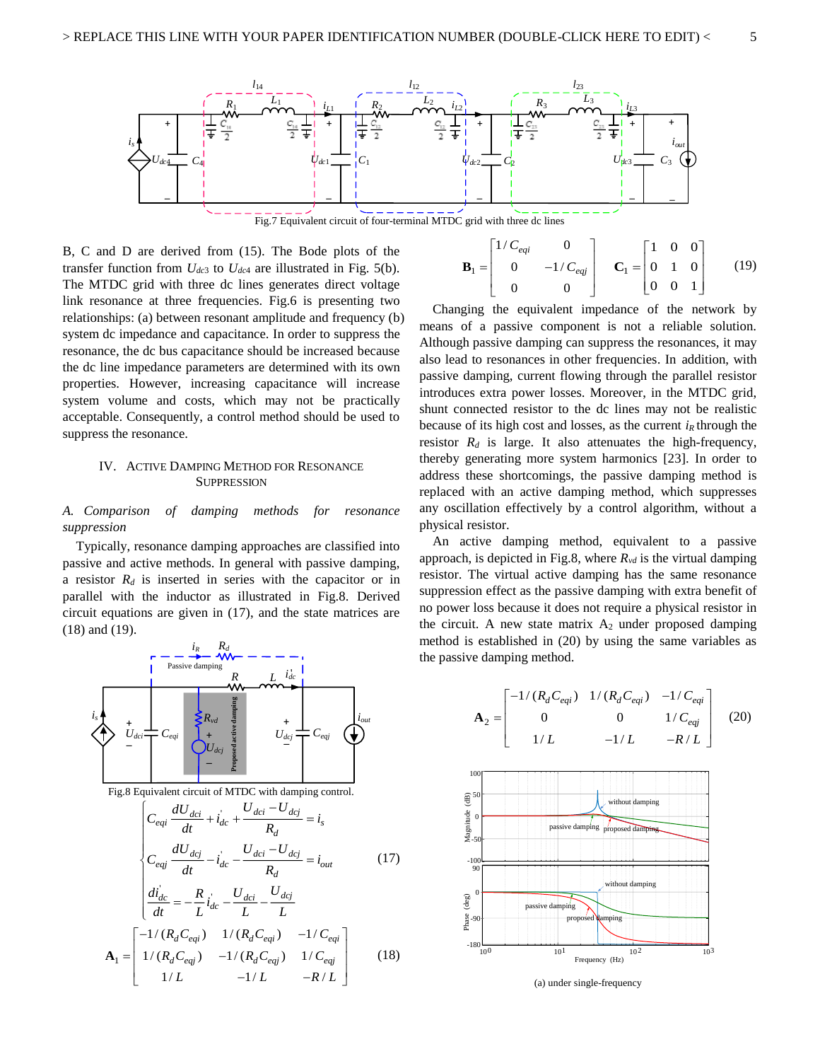Fig.7 Equivalent circuit of four-terminal MTDC grid with three dc lines

B, C and D are derived from (15). The Bode plots of the transfer function from $U_{dc3}$ to $U_{dc4}$ are illustrated in Fig. 5(b). The MTDC grid with three dc lines generates direct voltage link resonance at three frequencies. Fig.6 is presenting two relationships: (a) between resonant amplitude and frequency (b) system dc impedance and capacitance. In order to suppress the resonance, the dc bus capacitance should be increased because the dc line impedance parameters are determined with its own properties. However, increasing capacitance will increase system volume and costs, which may not be practically acceptable. Consequently, a control method should be used to suppress the resonance.

## IV. Active Damping Method for Resonance Suppression

### A. Comparison of damping methods for resonance suppression

Typically, resonance damping approaches are classified into passive and active methods. In general with passive damping, a resistor $R_d$ is inserted in series with the capacitor or in parallel with the inductor as illustrated in Fig.8. Derived circuit equations are given in (17), and the state matrices are (18) and (19).

Fig.8 Equivalent circuit of MTDC with damping control.

$$\begin{cases} C_{eqi}\dfrac{dU_{dci}}{dt} + i_{dc}^{'} + \dfrac{U_{dci}-U_{dcj}}{R_d} = i_s \\ C_{eqj}\dfrac{dU_{dcj}}{dt} - i_{dc}^{'} - \dfrac{U_{dci}-U_{dcj}}{R_d} = i_{out} \\ \dfrac{di_{dc}^{'}}{dt} = -\dfrac{R}{L}i_{dc}^{'} - \dfrac{U_{dci}}{L} - \dfrac{U_{dcj}}{L} \end{cases} \tag{17}$$

$$\mathbf{A}_1 = \begin{bmatrix} -1/(R_dC_{eqi}) & 1/(R_dC_{eqi}) & -1/C_{eqi} \\ 1/(R_dC_{eqj}) & -1/(R_dC_{eqj}) & 1/C_{eqj} \\ 1/L & -1/L & -R/L \end{bmatrix} \tag{18}$$

$$\mathbf{B}_1 = \begin{bmatrix} 1/C_{eqi} & 0 \\ 0 & -1/C_{eqj} \\ 0 & 0 \end{bmatrix} \quad \mathbf{C}_1 = \begin{bmatrix} 1 & 0 & 0 \\ 0 & 1 & 0 \\ 0 & 0 & 1 \end{bmatrix} \tag{19}$$

Changing the equivalent impedance of the network by means of a passive component is not a reliable solution. Although passive damping can suppress the resonances, it may also lead to resonances in other frequencies. In addition, with passive damping, current flowing through the parallel resistor introduces extra power losses. Moreover, in the MTDC grid, shunt connected resistor to the dc lines may not be realistic because of its high cost and losses, as the current $i_R$ through the resistor $R_d$ is large. It also attenuates the high-frequency, thereby generating more system harmonics [23]. In order to address these shortcomings, the passive damping method is replaced with an active damping method, which suppresses any oscillation effectively by a control algorithm, without a physical resistor.

An active damping method, equivalent to a passive approach, is depicted in Fig.8, where $R_{vd}$ is the virtual damping resistor. The virtual active damping has the same resonance suppression effect as the passive damping with extra benefit of no power loss because it does not require a physical resistor in the circuit. A new state matrix $A_2$ under proposed damping method is established in (20) by using the same variables as the passive damping method.

$$\mathbf{A}_2 = \begin{bmatrix} -1/(R_dC_{eqi}) & 1/(R_dC_{eqi}) & -1/C_{eqi} \\ 0 & 0 & 1/C_{eqj} \\ 1/L & -1/L & -R/L \end{bmatrix} \tag{20}$$

(a) under single-frequency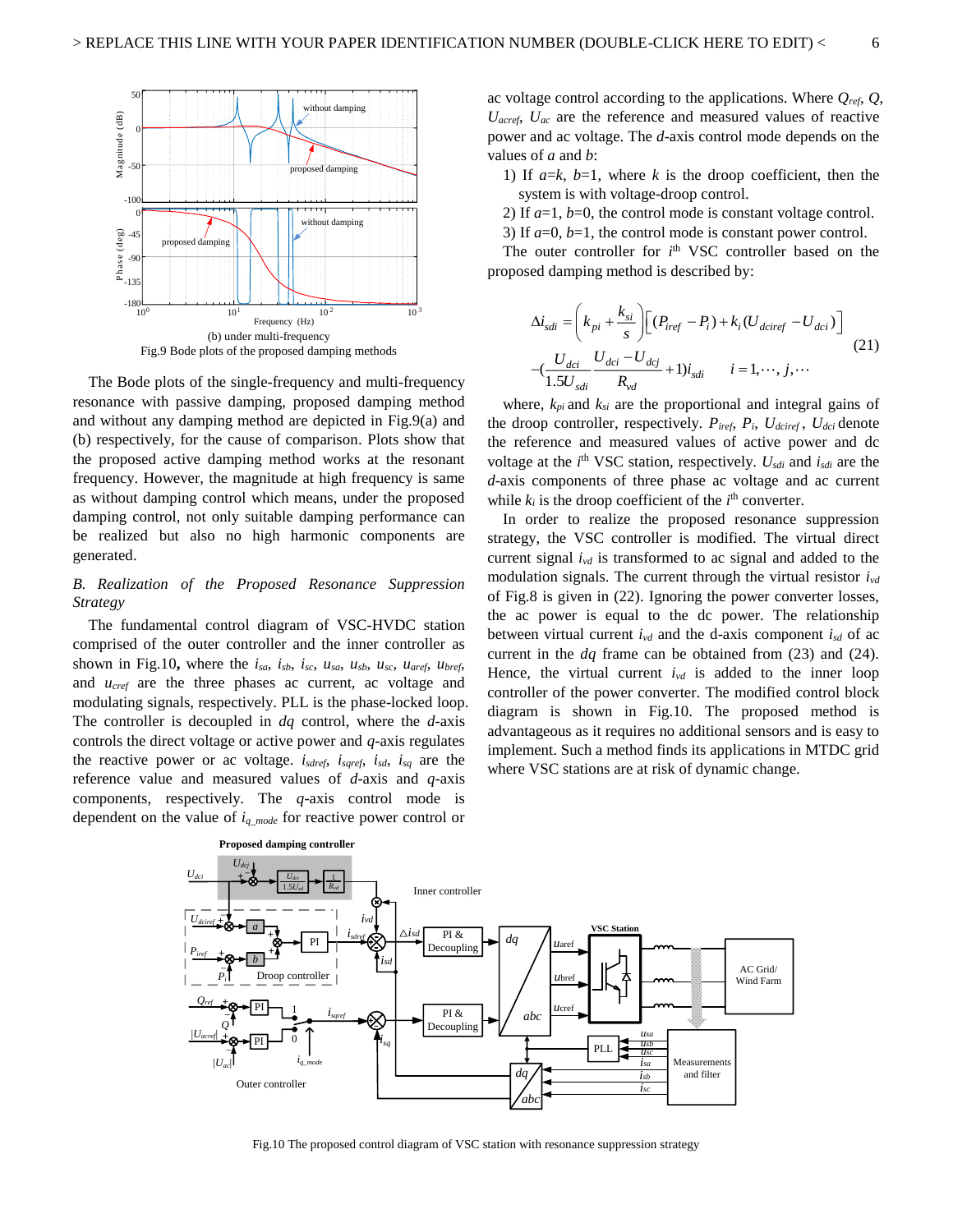(b) under multi-frequency

Fig.9 Bode plots of the proposed damping methods

The Bode plots of the single-frequency and multi-frequency resonance with passive damping, proposed damping method and without any damping method are depicted in Fig.9(a) and (b) respectively, for the cause of comparison. Plots show that the proposed active damping method works at the resonant frequency. However, the magnitude at high frequency is same as without damping control which means, under the proposed damping control, not only suitable damping performance can be realized but also no high harmonic components are generated.

*B. Realization of the Proposed Resonance Suppression Strategy*

The fundamental control diagram of VSC-HVDC station comprised of the outer controller and the inner controller as shown in Fig.10, where the $i_{sa}$, $i_{sb}$, $i_{sc}$, $u_{sa}$, $u_{sb}$, $u_{sc}$, $u_{aref}$, $u_{bref}$, and $u_{cref}$ are the three phases ac current, ac voltage and modulating signals, respectively. PLL is the phase-locked loop. The controller is decoupled in *dq* control, where the *d*-axis controls the direct voltage or active power and *q*-axis regulates the reactive power or ac voltage. $i_{sdref}$, $i_{sqref}$, $i_{sd}$, $i_{sq}$ are the reference value and measured values of *d*-axis and *q*-axis components, respectively. The *q*-axis control mode is dependent on the value of $i_{q\_mode}$ for reactive power control or ac voltage control according to the applications. Where $Q_{ref}$, $Q$, $U_{acref}$, $U_{ac}$ are the reference and measured values of reactive power and ac voltage. The *d*-axis control mode depends on the values of *a* and *b*:

1) If $a$=$k$, $b$=1, where $k$ is the droop coefficient, then the system is with voltage-droop control.
2) If $a$=1, $b$=0, the control mode is constant voltage control.
3) If $a$=0, $b$=1, the control mode is constant power control.

The outer controller for $i^{th}$ VSC controller based on the proposed damping method is described by:

$$\Delta i_{sdi} = \left(k_{pi} + \frac{k_{si}}{s}\right)\left[(P_{iref} - P_i) + k_i(U_{dciref} - U_{dci})\right] \\ -\left(\frac{U_{dci}}{1.5U_{sdi}}\frac{U_{dci} - U_{dcj}}{R_{vd}} + 1\right)i_{sdi} \qquad i = 1, \cdots, j, \cdots \tag{21}$$

where, $k_{pi}$ and $k_{si}$ are the proportional and integral gains of the droop controller, respectively. $P_{iref}$, $P_i$, $U_{dciref}$, $U_{dci}$ denote the reference and measured values of active power and dc voltage at the $i^{th}$ VSC station, respectively. $U_{sdi}$ and $i_{sdi}$ are the *d*-axis components of three phase ac voltage and ac current while $k_i$ is the droop coefficient of the $i^{th}$ converter.

In order to realize the proposed resonance suppression strategy, the VSC controller is modified. The virtual direct current signal $i_{vd}$ is transformed to ac signal and added to the modulation signals. The current through the virtual resistor $i_{vd}$ of Fig.8 is given in (22). Ignoring the power converter losses, the ac power is equal to the dc power. The relationship between virtual current $i_{vd}$ and the d-axis component $i_{sd}$ of ac current in the *dq* frame can be obtained from (23) and (24). Hence, the virtual current $i_{vd}$ is added to the inner loop controller of the power converter. The modified control block diagram is shown in Fig.10. The proposed method is advantageous as it requires no additional sensors and is easy to implement. Such a method finds its applications in MTDC grid where VSC stations are at risk of dynamic change.

Fig.10 The proposed control diagram of VSC station with resonance suppression strategy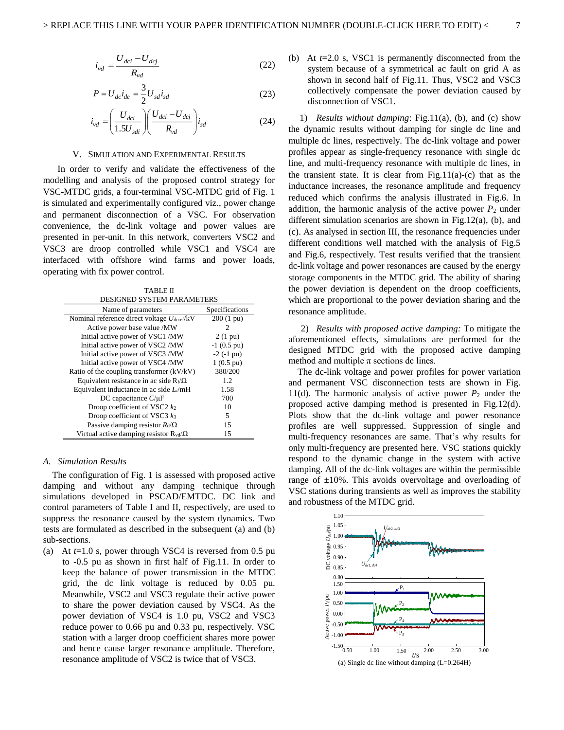$$i_{vd} = \frac{U_{dci} - U_{dcj}}{R_{vd}} \tag{22}$$

$$P = U_{dc} i_{dc} = \frac{3}{2} U_{sd} i_{sd} \tag{23}$$

$$i_{vd} = \left(\frac{U_{dci}}{1.5 U_{sdi}}\right)\left(\frac{U_{dci} - U_{dcj}}{R_{vd}}\right) i_{sd} \tag{24}$$

## V. Simulation and Experimental Results

In order to verify and validate the effectiveness of the modelling and analysis of the proposed control strategy for VSC-MTDC grids, a four-terminal VSC-MTDC grid of Fig. 1 is simulated and experimentally configured viz., power change and permanent disconnection of a VSC. For observation convenience, the dc-link voltage and power values are presented in per-unit. In this network, converters VSC2 and VSC3 are droop controlled while VSC1 and VSC4 are interfaced with offshore wind farms and power loads, operating with fix power control.

TABLE II
DESIGNED SYSTEM PARAMETERS

| Name of parameters | Specifications |
|---|---|
| Nominal reference direct voltage $U_{dcref}$/kV | 200 (1 pu) |
| Active power base value /MW | 2 |
| Initial active power of VSC1 /MW | 2 (1 pu) |
| Initial active power of VSC2 /MW | -1 (0.5 pu) |
| Initial active power of VSC3 /MW | -2 (-1 pu) |
| Initial active power of VSC4 /MW | 1 (0.5 pu) |
| Ratio of the coupling transformer (kV/kV) | 380/200 |
| Equivalent resistance in ac side $R_i$/Ω | 1.2 |
| Equivalent inductance in ac side $L_i$/mH | 1.58 |
| DC capacitance $C$/μF | 700 |
| Droop coefficient of VSC2 $k_2$ | 10 |
| Droop coefficient of VSC3 $k_3$ | 5 |
| Passive damping resistor $R_d$/Ω | 15 |
| Virtual active damping resistor $R_{vd}$/Ω | 15 |

### A. Simulation Results

The configuration of Fig. 1 is assessed with proposed active damping and without any damping technique through simulations developed in PSCAD/EMTDC. DC link and control parameters of Table I and II, respectively, are used to suppress the resonance caused by the system dynamics. Two tests are formulated as described in the subsequent (a) and (b) sub-sections.

(a) At $t$=1.0 s, power through VSC4 is reversed from 0.5 pu to -0.5 pu as shown in first half of Fig.11. In order to keep the balance of power transmission in the MTDC grid, the dc link voltage is reduced by 0.05 pu. Meanwhile, VSC2 and VSC3 regulate their active power to share the power deviation caused by VSC4. As the power deviation of VSC4 is 1.0 pu, VSC2 and VSC3 reduce power to 0.66 pu and 0.33 pu, respectively. VSC station with a larger droop coefficient shares more power and hence cause larger resonance amplitude. Therefore, resonance amplitude of VSC2 is twice that of VSC3.

(b) At $t$=2.0 s, VSC1 is permanently disconnected from the system because of a symmetrical ac fault on grid A as shown in second half of Fig.11. Thus, VSC2 and VSC3 collectively compensate the power deviation caused by disconnection of VSC1.

1) *Results without damping*: Fig.11(a), (b), and (c) show the dynamic results without damping for single dc line and multiple dc lines, respectively. The dc-link voltage and power profiles appear as single-frequency resonance with single dc line, and multi-frequency resonance with multiple dc lines, in the transient state. It is clear from Fig.11(a)-(c) that as the inductance increases, the resonance amplitude and frequency reduced which confirms the analysis illustrated in Fig.6. In addition, the harmonic analysis of the active power $P_2$ under different simulation scenarios are shown in Fig.12(a), (b), and (c). As analysed in section III, the resonance frequencies under different conditions well matched with the analysis of Fig.5 and Fig.6, respectively. Test results verified that the transient dc-link voltage and power resonances are caused by the energy storage components in the MTDC grid. The ability of sharing the power deviation is dependent on the droop coefficients, which are proportional to the power deviation sharing and the resonance amplitude.

2) *Results with proposed active damping:* To mitigate the aforementioned effects, simulations are performed for the designed MTDC grid with the proposed active damping method and multiple π sections dc lines.

The dc-link voltage and power profiles for power variation and permanent VSC disconnection tests are shown in Fig. 11(d). The harmonic analysis of active power $P_2$ under the proposed active damping method is presented in Fig.12(d). Plots show that the dc-link voltage and power resonance profiles are well suppressed. Suppression of single and multi-frequency resonances are same. That's why results for only multi-frequency are presented here. VSC stations quickly respond to the dynamic change in the system with active damping. All of the dc-link voltages are within the permissible range of ±10%. This avoids overvoltage and overloading of VSC stations during transients as well as improves the stability and robustness of the MTDC grid.

(a) Single dc line without damping (L=0.264H)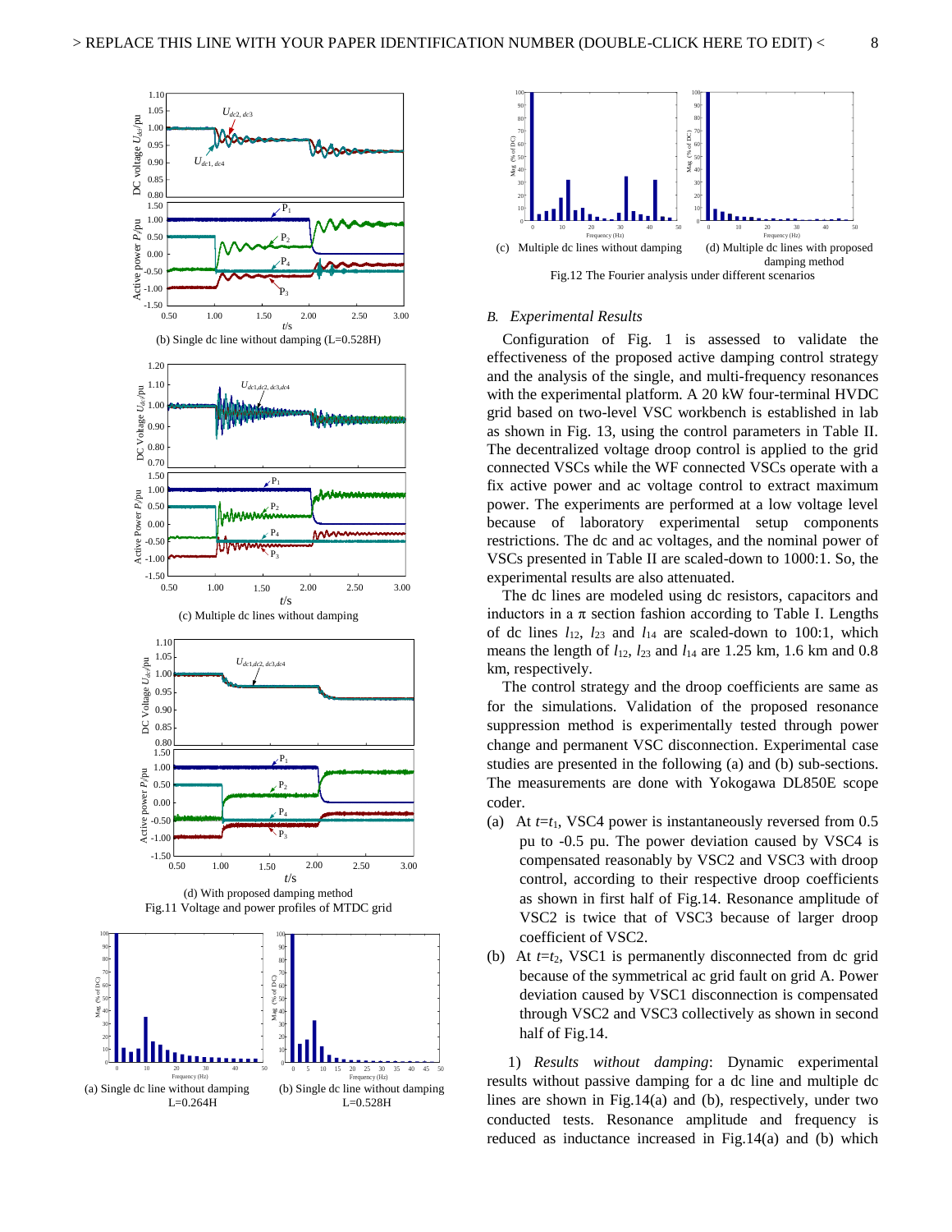(b) Single dc line without damping (L=0.528H)

(c) Multiple dc lines without damping

(d) With proposed damping method

Fig.11 Voltage and power profiles of MTDC grid

(a) Single dc line without damping L=0.264H

(b) Single dc line without damping L=0.528H

(c) Multiple dc lines without damping

(d) Multiple dc lines with proposed damping method

Fig.12 The Fourier analysis under different scenarios

## *B. Experimental Results*

Configuration of Fig. 1 is assessed to validate the effectiveness of the proposed active damping control strategy and the analysis of the single, and multi-frequency resonances with the experimental platform. A 20 kW four-terminal HVDC grid based on two-level VSC workbench is established in lab as shown in Fig. 13, using the control parameters in Table II. The decentralized voltage droop control is applied to the grid connected VSCs while the WF connected VSCs operate with a fix active power and ac voltage control to extract maximum power. The experiments are performed at a low voltage level because of laboratory experimental setup components restrictions. The dc and ac voltages, and the nominal power of VSCs presented in Table II are scaled-down to 1000:1. So, the experimental results are also attenuated.

The dc lines are modeled using dc resistors, capacitors and inductors in a π section fashion according to Table I. Lengths of dc lines $l_{12}$, $l_{23}$ and $l_{14}$ are scaled-down to 100:1, which means the length of $l_{12}$, $l_{23}$ and $l_{14}$ are 1.25 km, 1.6 km and 0.8 km, respectively.

The control strategy and the droop coefficients are same as for the simulations. Validation of the proposed resonance suppression method is experimentally tested through power change and permanent VSC disconnection. Experimental case studies are presented in the following (a) and (b) sub-sections. The measurements are done with Yokogawa DL850E scope coder.

(a) At $t$=$t_1$, VSC4 power is instantaneously reversed from 0.5 pu to -0.5 pu. The power deviation caused by VSC4 is compensated reasonably by VSC2 and VSC3 with droop control, according to their respective droop coefficients as shown in first half of Fig.14. Resonance amplitude of VSC2 is twice that of VSC3 because of larger droop coefficient of VSC2.

(b) At $t$=$t_2$, VSC1 is permanently disconnected from dc grid because of the symmetrical ac grid fault on grid A. Power deviation caused by VSC1 disconnection is compensated through VSC2 and VSC3 collectively as shown in second half of Fig.14.

1) *Results without damping*: Dynamic experimental results without passive damping for a dc line and multiple dc lines are shown in Fig.14(a) and (b), respectively, under two conducted tests. Resonance amplitude and frequency is reduced as inductance increased in Fig.14(a) and (b) which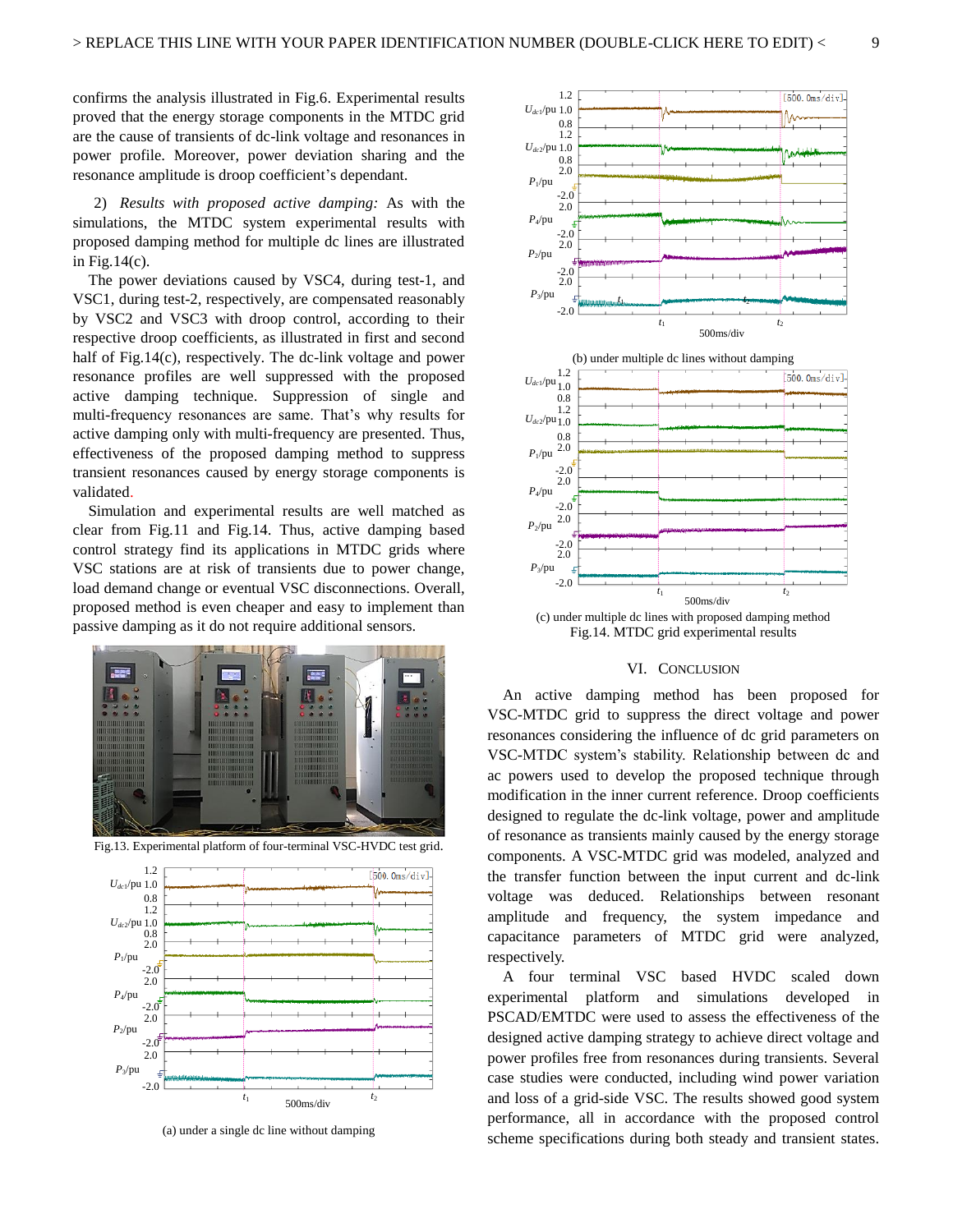confirms the analysis illustrated in Fig.6. Experimental results proved that the energy storage components in the MTDC grid are the cause of transients of dc-link voltage and resonances in power profile. Moreover, power deviation sharing and the resonance amplitude is droop coefficient's dependant.

2) *Results with proposed active damping:* As with the simulations, the MTDC system experimental results with proposed damping method for multiple dc lines are illustrated in Fig.14(c).

The power deviations caused by VSC4, during test-1, and VSC1, during test-2, respectively, are compensated reasonably by VSC2 and VSC3 with droop control, according to their respective droop coefficients, as illustrated in first and second half of Fig.14(c), respectively. The dc-link voltage and power resonance profiles are well suppressed with the proposed active damping technique. Suppression of single and multi-frequency resonances are same. That's why results for active damping only with multi-frequency are presented. Thus, effectiveness of the proposed damping method to suppress transient resonances caused by energy storage components is validated.

Simulation and experimental results are well matched as clear from Fig.11 and Fig.14. Thus, active damping based control strategy find its applications in MTDC grids where VSC stations are at risk of transients due to power change, load demand change or eventual VSC disconnections. Overall, proposed method is even cheaper and easy to implement than passive damping as it do not require additional sensors.

Fig.13. Experimental platform of four-terminal VSC-HVDC test grid.

(a) under a single dc line without damping

(b) under multiple dc lines without damping

(c) under multiple dc lines with proposed damping method

Fig.14. MTDC grid experimental results

## VI. Conclusion

An active damping method has been proposed for VSC-MTDC grid to suppress the direct voltage and power resonances considering the influence of dc grid parameters on VSC-MTDC system's stability. Relationship between dc and ac powers used to develop the proposed technique through modification in the inner current reference. Droop coefficients designed to regulate the dc-link voltage, power and amplitude of resonance as transients mainly caused by the energy storage components. A VSC-MTDC grid was modeled, analyzed and the transfer function between the input current and dc-link voltage was deduced. Relationships between resonant amplitude and frequency, the system impedance and capacitance parameters of MTDC grid were analyzed, respectively.

A four terminal VSC based HVDC scaled down experimental platform and simulations developed in PSCAD/EMTDC were used to assess the effectiveness of the designed active damping strategy to achieve direct voltage and power profiles free from resonances during transients. Several case studies were conducted, including wind power variation and loss of a grid-side VSC. The results showed good system performance, all in accordance with the proposed control scheme specifications during both steady and transient states.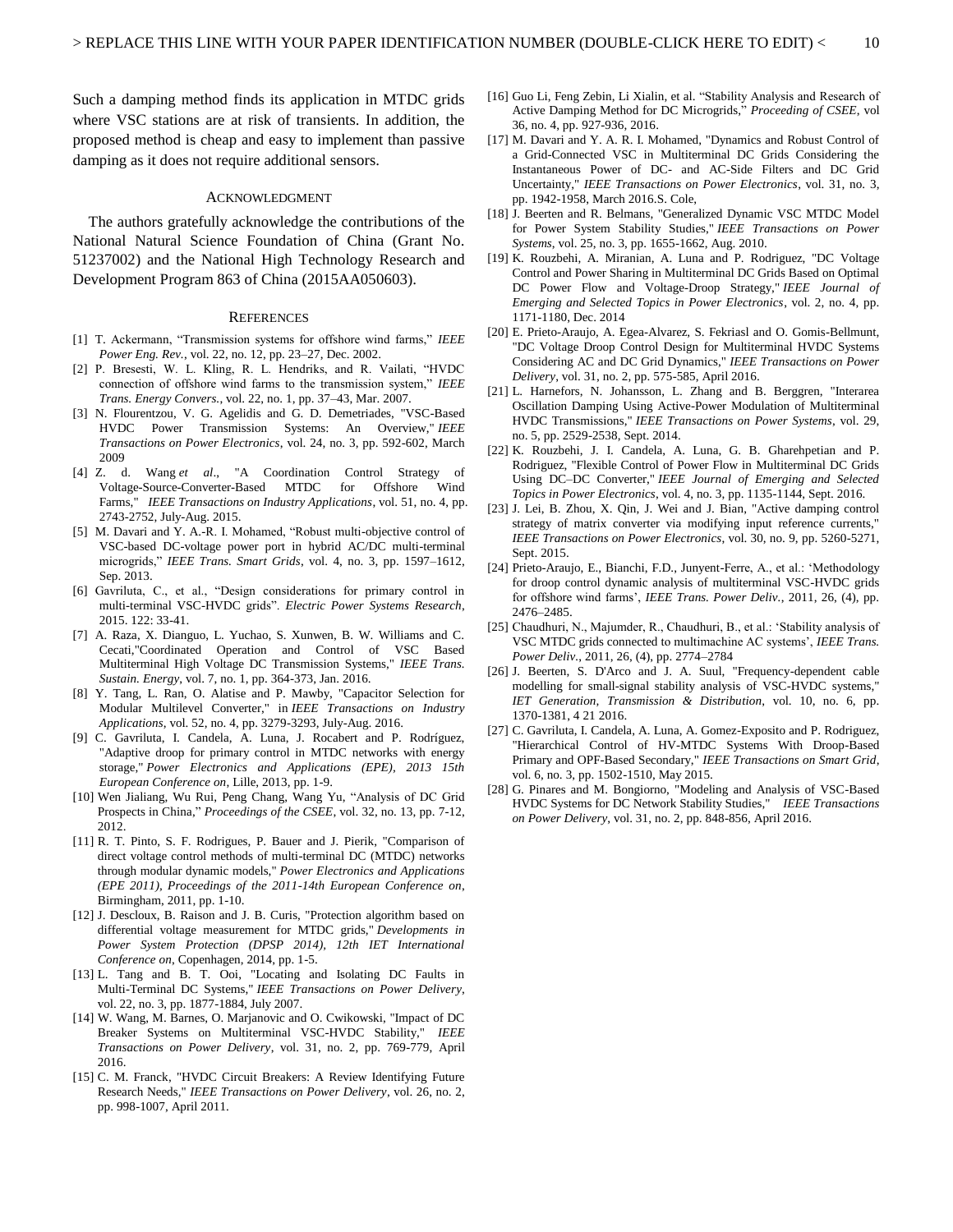Such a damping method finds its application in MTDC grids where VSC stations are at risk of transients. In addition, the proposed method is cheap and easy to implement than passive damping as it does not require additional sensors.

## Acknowledgment

The authors gratefully acknowledge the contributions of the National Natural Science Foundation of China (Grant No. 51237002) and the National High Technology Research and Development Program 863 of China (2015AA050603).

## References

[1] T. Ackermann, “Transmission systems for offshore wind farms,” *IEEE Power Eng. Rev.*, vol. 22, no. 12, pp. 23–27, Dec. 2002.

[2] P. Bresesti, W. L. Kling, R. L. Hendriks, and R. Vailati, “HVDC connection of offshore wind farms to the transmission system,” *IEEE Trans. Energy Convers.*, vol. 22, no. 1, pp. 37–43, Mar. 2007.

[3] N. Flourentzou, V. G. Agelidis and G. D. Demetriades, "VSC-Based HVDC Power Transmission Systems: An Overview," *IEEE Transactions on Power Electronics*, vol. 24, no. 3, pp. 592-602, March 2009

[4] Z. d. Wang *et al*., "A Coordination Control Strategy of Voltage-Source-Converter-Based MTDC for Offshore Wind Farms," *IEEE Transactions on Industry Applications*, vol. 51, no. 4, pp. 2743-2752, July-Aug. 2015.

[5] M. Davari and Y. A.-R. I. Mohamed, “Robust multi-objective control of VSC-based DC-voltage power port in hybrid AC/DC multi-terminal microgrids,” *IEEE Trans. Smart Grids*, vol. 4, no. 3, pp. 1597–1612, Sep. 2013.

[6] Gavriluta, C., et al., “Design considerations for primary control in multi-terminal VSC-HVDC grids”. *Electric Power Systems Research*, 2015. 122: 33-41.

[7] A. Raza, X. Dianguo, L. Yuchao, S. Xunwen, B. W. Williams and C. Cecati,"Coordinated Operation and Control of VSC Based Multiterminal High Voltage DC Transmission Systems," *IEEE Trans. Sustain. Energy*, vol. 7, no. 1, pp. 364-373, Jan. 2016.

[8] Y. Tang, L. Ran, O. Alatise and P. Mawby, "Capacitor Selection for Modular Multilevel Converter," in *IEEE Transactions on Industry Applications*, vol. 52, no. 4, pp. 3279-3293, July-Aug. 2016.

[9] C. Gavriluta, I. Candela, A. Luna, J. Rocabert and P. Rodríguez, "Adaptive droop for primary control in MTDC networks with energy storage," *Power Electronics and Applications (EPE), 2013 15th European Conference on*, Lille, 2013, pp. 1-9.

[10] Wen Jialiang, Wu Rui, Peng Chang, Wang Yu, “Analysis of DC Grid Prospects in China,” *Proceedings of the CSEE*, vol. 32, no. 13, pp. 7-12, 2012.

[11] R. T. Pinto, S. F. Rodrigues, P. Bauer and J. Pierik, "Comparison of direct voltage control methods of multi-terminal DC (MTDC) networks through modular dynamic models," *Power Electronics and Applications (EPE 2011), Proceedings of the 2011-14th European Conference on*, Birmingham, 2011, pp. 1-10.

[12] J. Descloux, B. Raison and J. B. Curis, "Protection algorithm based on differential voltage measurement for MTDC grids," *Developments in Power System Protection (DPSP 2014), 12th IET International Conference on*, Copenhagen, 2014, pp. 1-5.

[13] L. Tang and B. T. Ooi, "Locating and Isolating DC Faults in Multi-Terminal DC Systems," *IEEE Transactions on Power Delivery*, vol. 22, no. 3, pp. 1877-1884, July 2007.

[14] W. Wang, M. Barnes, O. Marjanovic and O. Cwikowski, "Impact of DC Breaker Systems on Multiterminal VSC-HVDC Stability," *IEEE Transactions on Power Delivery*, vol. 31, no. 2, pp. 769-779, April 2016.

[15] C. M. Franck, "HVDC Circuit Breakers: A Review Identifying Future Research Needs," *IEEE Transactions on Power Delivery*, vol. 26, no. 2, pp. 998-1007, April 2011.

[16] Guo Li, Feng Zebin, Li Xialin, et al. “Stability Analysis and Research of Active Damping Method for DC Microgrids,” *Proceeding of CSEE*, vol 36, no. 4, pp. 927-936, 2016.

[17] M. Davari and Y. A. R. I. Mohamed, "Dynamics and Robust Control of a Grid-Connected VSC in Multiterminal DC Grids Considering the Instantaneous Power of DC- and AC-Side Filters and DC Grid Uncertainty," *IEEE Transactions on Power Electronics*, vol. 31, no. 3, pp. 1942-1958, March 2016.S. Cole,

[18] J. Beerten and R. Belmans, "Generalized Dynamic VSC MTDC Model for Power System Stability Studies," *IEEE Transactions on Power Systems*, vol. 25, no. 3, pp. 1655-1662, Aug. 2010.

[19] K. Rouzbehi, A. Miranian, A. Luna and P. Rodriguez, "DC Voltage Control and Power Sharing in Multiterminal DC Grids Based on Optimal DC Power Flow and Voltage-Droop Strategy," *IEEE Journal of Emerging and Selected Topics in Power Electronics*, vol. 2, no. 4, pp. 1171-1180, Dec. 2014

[20] E. Prieto-Araujo, A. Egea-Alvarez, S. Fekriasl and O. Gomis-Bellmunt, "DC Voltage Droop Control Design for Multiterminal HVDC Systems Considering AC and DC Grid Dynamics," *IEEE Transactions on Power Delivery*, vol. 31, no. 2, pp. 575-585, April 2016.

[21] L. Harnefors, N. Johansson, L. Zhang and B. Berggren, "Interarea Oscillation Damping Using Active-Power Modulation of Multiterminal HVDC Transmissions," *IEEE Transactions on Power Systems*, vol. 29, no. 5, pp. 2529-2538, Sept. 2014.

[22] K. Rouzbehi, J. I. Candela, A. Luna, G. B. Gharehpetian and P. Rodriguez, "Flexible Control of Power Flow in Multiterminal DC Grids Using DC–DC Converter," *IEEE Journal of Emerging and Selected Topics in Power Electronics*, vol. 4, no. 3, pp. 1135-1144, Sept. 2016.

[23] J. Lei, B. Zhou, X. Qin, J. Wei and J. Bian, "Active damping control strategy of matrix converter via modifying input reference currents," *IEEE Transactions on Power Electronics*, vol. 30, no. 9, pp. 5260-5271, Sept. 2015.

[24] Prieto-Araujo, E., Bianchi, F.D., Junyent-Ferre, A., et al.: ‘Methodology for droop control dynamic analysis of multiterminal VSC-HVDC grids for offshore wind farms’, *IEEE Trans. Power Deliv.*, 2011, 26, (4), pp. 2476–2485.

[25] Chaudhuri, N., Majumder, R., Chaudhuri, B., et al.: ‘Stability analysis of VSC MTDC grids connected to multimachine AC systems’, *IEEE Trans. Power Deliv.*, 2011, 26, (4), pp. 2774–2784

[26] J. Beerten, S. D'Arco and J. A. Suul, "Frequency-dependent cable modelling for small-signal stability analysis of VSC-HVDC systems," *IET Generation, Transmission & Distribution*, vol. 10, no. 6, pp. 1370-1381, 4 21 2016.

[27] C. Gavriluta, I. Candela, A. Luna, A. Gomez-Exposito and P. Rodriguez, "Hierarchical Control of HV-MTDC Systems With Droop-Based Primary and OPF-Based Secondary," *IEEE Transactions on Smart Grid*, vol. 6, no. 3, pp. 1502-1510, May 2015.

[28] G. Pinares and M. Bongiorno, "Modeling and Analysis of VSC-Based HVDC Systems for DC Network Stability Studies," *IEEE Transactions on Power Delivery*, vol. 31, no. 2, pp. 848-856, April 2016.